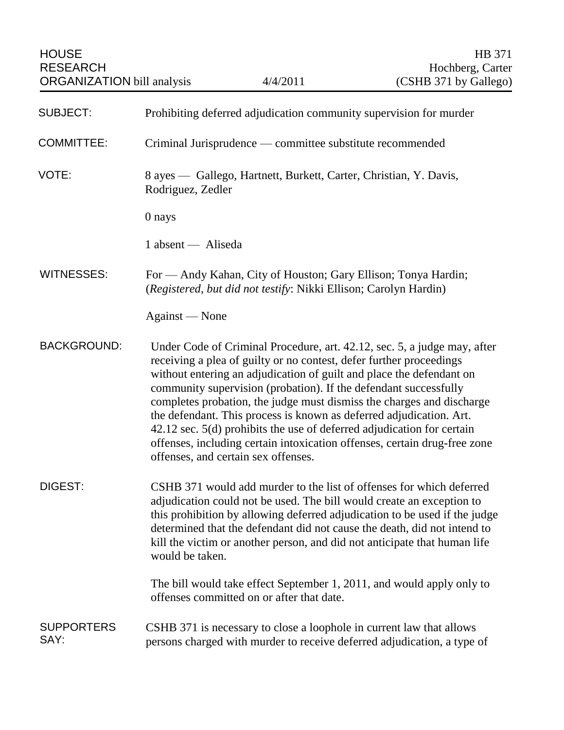HOUSE RESEARCH ORGANIZATION bill analysis — 4/4/2011 — HB 371, Hochberg, Carter (CSHB 371 by Gallego)

**SUBJECT:** Prohibiting deferred adjudication community supervision for murder

**COMMITTEE:** Criminal Jurisprudence — committee substitute recommended

**VOTE:** 8 ayes — Gallego, Hartnett, Burkett, Carter, Christian, Y. Davis, Rodriguez, Zedler

0 nays

1 absent — Aliseda

**WITNESSES:** For — Andy Kahan, City of Houston; Gary Ellison; Tonya Hardin; (*Registered, but did not testify*: Nikki Ellison; Carolyn Hardin)

Against — None

**BACKGROUND:** Under Code of Criminal Procedure, art. 42.12, sec. 5, a judge may, after receiving a plea of guilty or no contest, defer further proceedings without entering an adjudication of guilt and place the defendant on community supervision (probation). If the defendant successfully completes probation, the judge must dismiss the charges and discharge the defendant. This process is known as deferred adjudication. Art. 42.12 sec. 5(d) prohibits the use of deferred adjudication for certain offenses, including certain intoxication offenses, certain drug-free zone offenses, and certain sex offenses.

**DIGEST:** CSHB 371 would add murder to the list of offenses for which deferred adjudication could not be used. The bill would create an exception to this prohibition by allowing deferred adjudication to be used if the judge determined that the defendant did not cause the death, did not intend to kill the victim or another person, and did not anticipate that human life would be taken.

The bill would take effect September 1, 2011, and would apply only to offenses committed on or after that date.

**SUPPORTERS SAY:** CSHB 371 is necessary to close a loophole in current law that allows persons charged with murder to receive deferred adjudication, a type of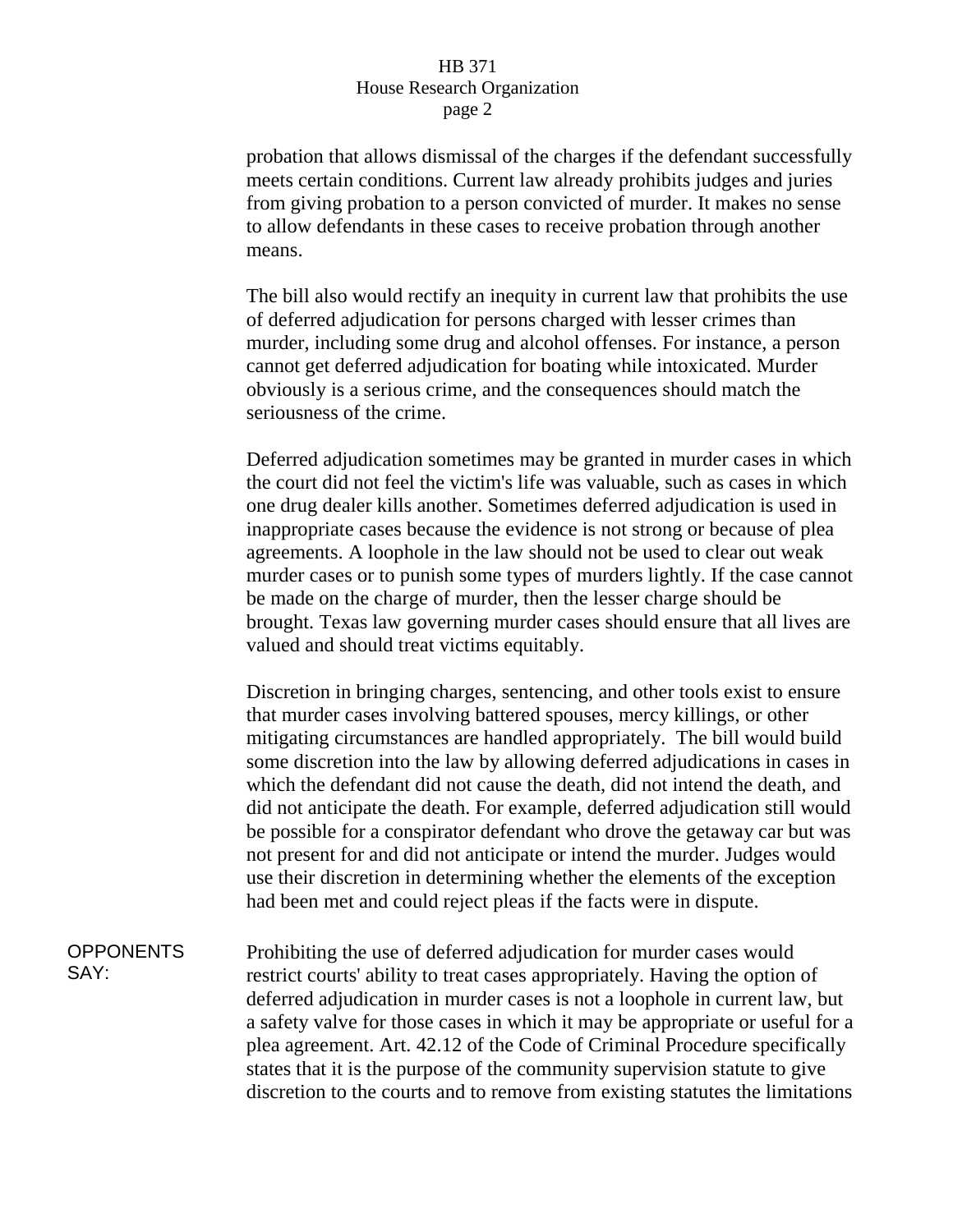probation that allows dismissal of the charges if the defendant successfully meets certain conditions. Current law already prohibits judges and juries from giving probation to a person convicted of murder. It makes no sense to allow defendants in these cases to receive probation through another means.

The bill also would rectify an inequity in current law that prohibits the use of deferred adjudication for persons charged with lesser crimes than murder, including some drug and alcohol offenses. For instance, a person cannot get deferred adjudication for boating while intoxicated. Murder obviously is a serious crime, and the consequences should match the seriousness of the crime.

Deferred adjudication sometimes may be granted in murder cases in which the court did not feel the victim's life was valuable, such as cases in which one drug dealer kills another. Sometimes deferred adjudication is used in inappropriate cases because the evidence is not strong or because of plea agreements. A loophole in the law should not be used to clear out weak murder cases or to punish some types of murders lightly. If the case cannot be made on the charge of murder, then the lesser charge should be brought. Texas law governing murder cases should ensure that all lives are valued and should treat victims equitably.

Discretion in bringing charges, sentencing, and other tools exist to ensure that murder cases involving battered spouses, mercy killings, or other mitigating circumstances are handled appropriately. The bill would build some discretion into the law by allowing deferred adjudications in cases in which the defendant did not cause the death, did not intend the death, and did not anticipate the death. For example, deferred adjudication still would be possible for a conspirator defendant who drove the getaway car but was not present for and did not anticipate or intend the murder. Judges would use their discretion in determining whether the elements of the exception had been met and could reject pleas if the facts were in dispute.

**OPPONENTS SAY:**

Prohibiting the use of deferred adjudication for murder cases would restrict courts' ability to treat cases appropriately. Having the option of deferred adjudication in murder cases is not a loophole in current law, but a safety valve for those cases in which it may be appropriate or useful for a plea agreement. Art. 42.12 of the Code of Criminal Procedure specifically states that it is the purpose of the community supervision statute to give discretion to the courts and to remove from existing statutes the limitations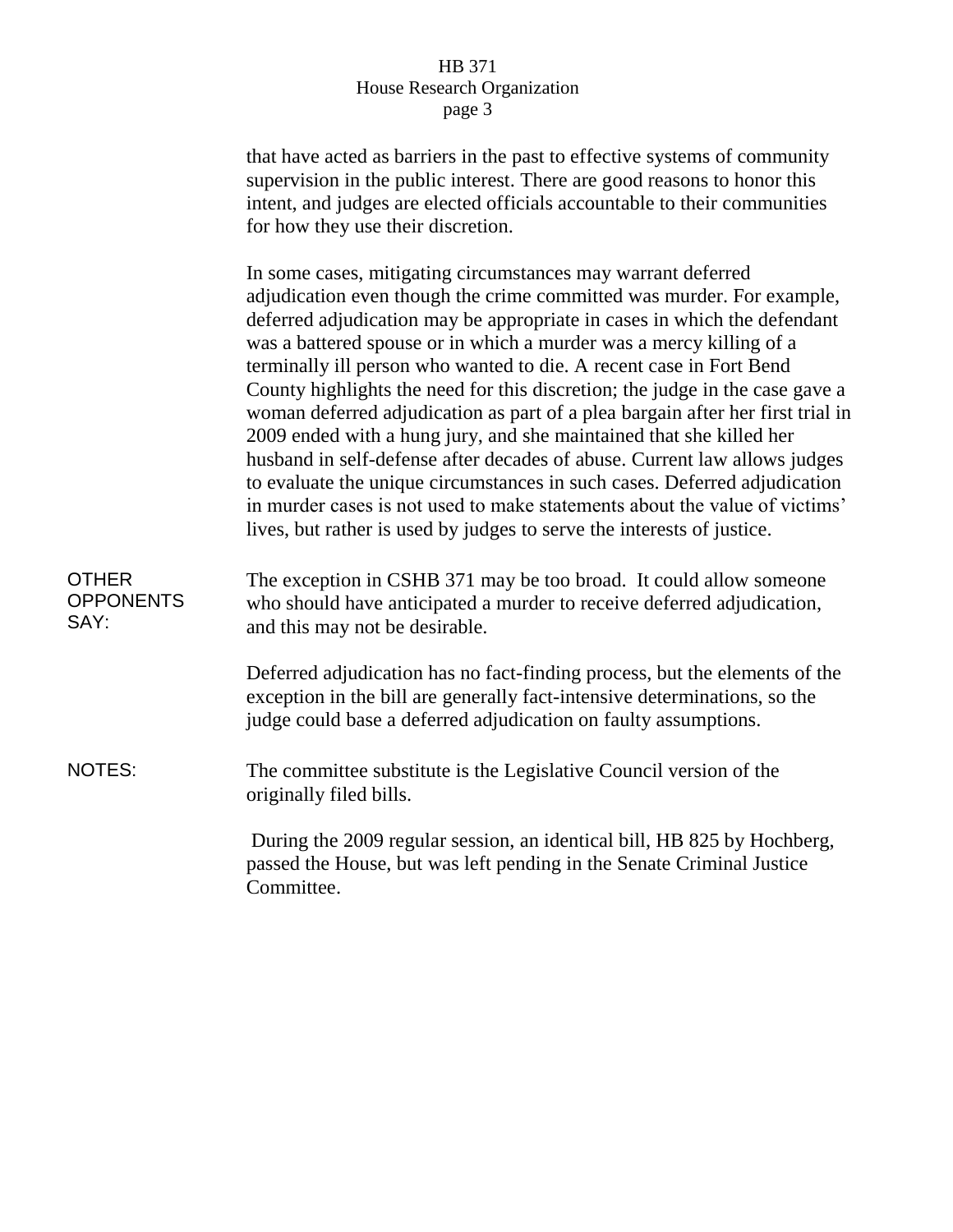that have acted as barriers in the past to effective systems of community supervision in the public interest. There are good reasons to honor this intent, and judges are elected officials accountable to their communities for how they use their discretion.

In some cases, mitigating circumstances may warrant deferred adjudication even though the crime committed was murder. For example, deferred adjudication may be appropriate in cases in which the defendant was a battered spouse or in which a murder was a mercy killing of a terminally ill person who wanted to die. A recent case in Fort Bend County highlights the need for this discretion; the judge in the case gave a woman deferred adjudication as part of a plea bargain after her first trial in 2009 ended with a hung jury, and she maintained that she killed her husband in self-defense after decades of abuse. Current law allows judges to evaluate the unique circumstances in such cases. Deferred adjudication in murder cases is not used to make statements about the value of victims' lives, but rather is used by judges to serve the interests of justice.

**OTHER OPPONENTS SAY:**

The exception in CSHB 371 may be too broad. It could allow someone who should have anticipated a murder to receive deferred adjudication, and this may not be desirable.

Deferred adjudication has no fact-finding process, but the elements of the exception in the bill are generally fact-intensive determinations, so the judge could base a deferred adjudication on faulty assumptions.

**NOTES:**

The committee substitute is the Legislative Council version of the originally filed bills.

During the 2009 regular session, an identical bill, HB 825 by Hochberg, passed the House, but was left pending in the Senate Criminal Justice Committee.